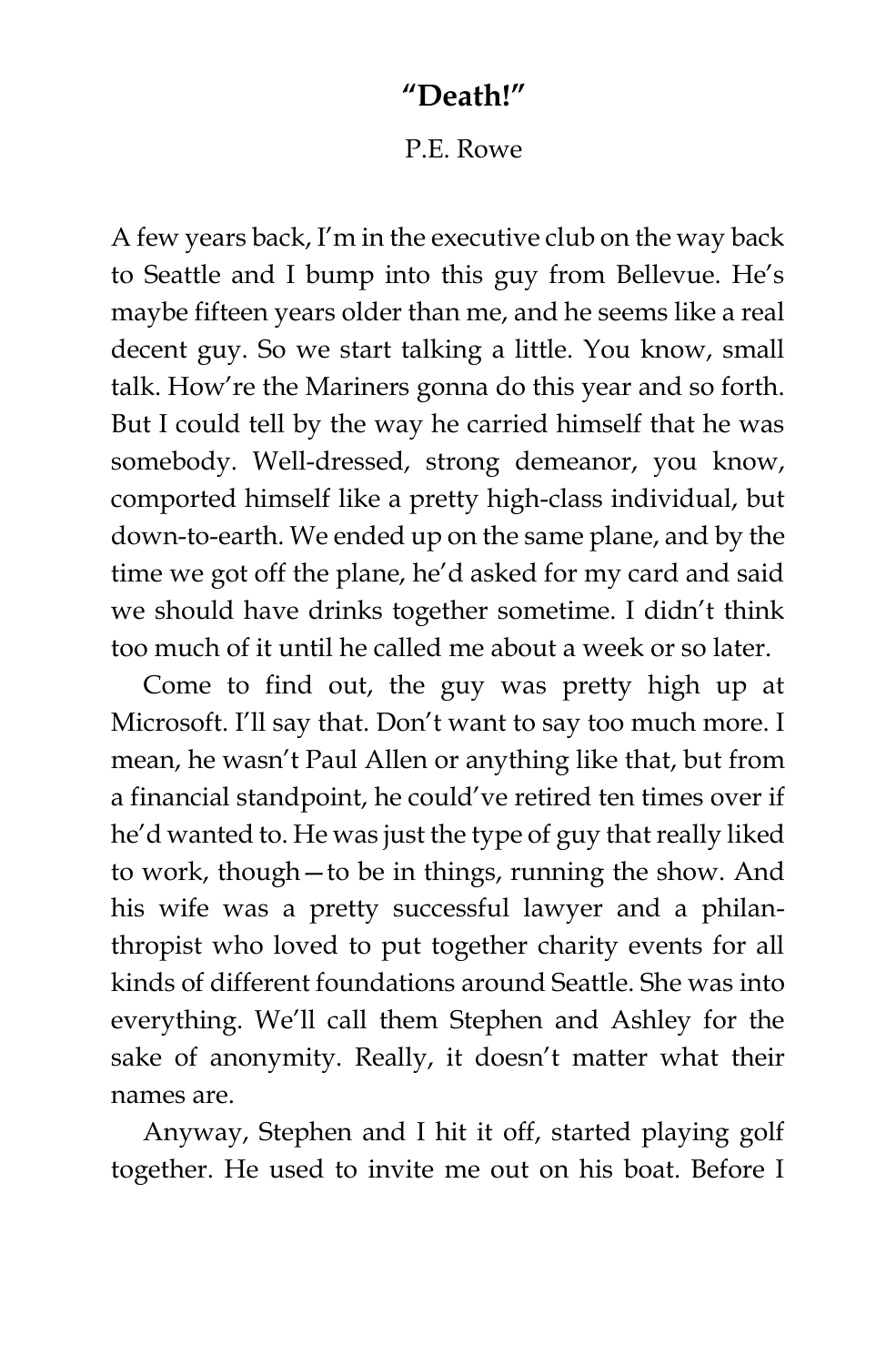# "Death!"

P.E. Rowe

A few years back, I'm in the executive club on the way back to Seattle and I bump into this guy from Bellevue. He's maybe fifteen years older than me, and he seems like a real decent guy. So we start talking a little. You know, small talk. How're the Mariners gonna do this year and so forth. But I could tell by the way he carried himself that he was somebody. Well-dressed, strong demeanor, you know, comported himself like a pretty high-class individual, but down-to-earth. We ended up on the same plane, and by the time we got off the plane, he'd asked for my card and said we should have drinks together sometime. I didn't think too much of it until he called me about a week or so later.

Come to find out, the guy was pretty high up at Microsoft. I'll say that. Don't want to say too much more. I mean, he wasn't Paul Allen or anything like that, but from a financial standpoint, he could've retired ten times over if he'd wanted to. He was just the type of guy that really liked to work, though—to be in things, running the show. And his wife was a pretty successful lawyer and a philanthropist who loved to put together charity events for all kinds of different foundations around Seattle. She was into everything. We'll call them Stephen and Ashley for the sake of anonymity. Really, it doesn't matter what their names are.

Anyway, Stephen and I hit it off, started playing golf together. He used to invite me out on his boat. Before I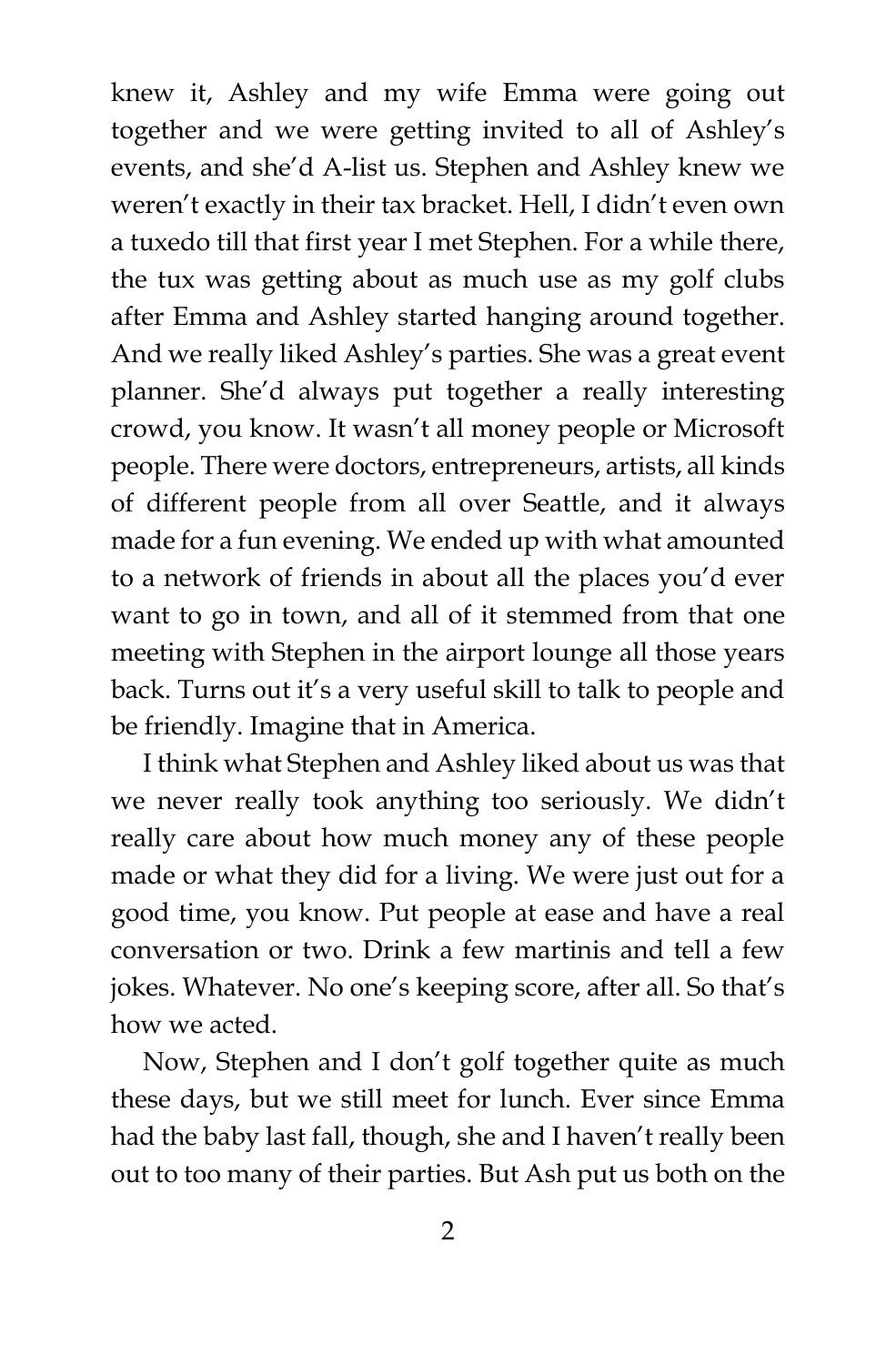knew it, Ashley and my wife Emma were going out together and we were getting invited to all of Ashley's events, and she'd A-list us. Stephen and Ashley knew we weren't exactly in their tax bracket. Hell, I didn't even own a tuxedo till that first year I met Stephen. For a while there, the tux was getting about as much use as my golf clubs after Emma and Ashley started hanging around together. And we really liked Ashley's parties. She was a great event planner. She'd always put together a really interesting crowd, you know. It wasn't all money people or Microsoft people. There were doctors, entrepreneurs, artists, all kinds of different people from all over Seattle, and it always made for a fun evening. We ended up with what amounted to a network of friends in about all the places you'd ever want to go in town, and all of it stemmed from that one meeting with Stephen in the airport lounge all those years back. Turns out it's a very useful skill to talk to people and be friendly. Imagine that in America.

I think what Stephen and Ashley liked about us was that we never really took anything too seriously. We didn't really care about how much money any of these people made or what they did for a living. We were just out for a good time, you know. Put people at ease and have a real conversation or two. Drink a few martinis and tell a few jokes. Whatever. No one's keeping score, after all. So that's how we acted.

Now, Stephen and I don't golf together quite as much these days, but we still meet for lunch. Ever since Emma had the baby last fall, though, she and I haven't really been out to too many of their parties. But Ash put us both on the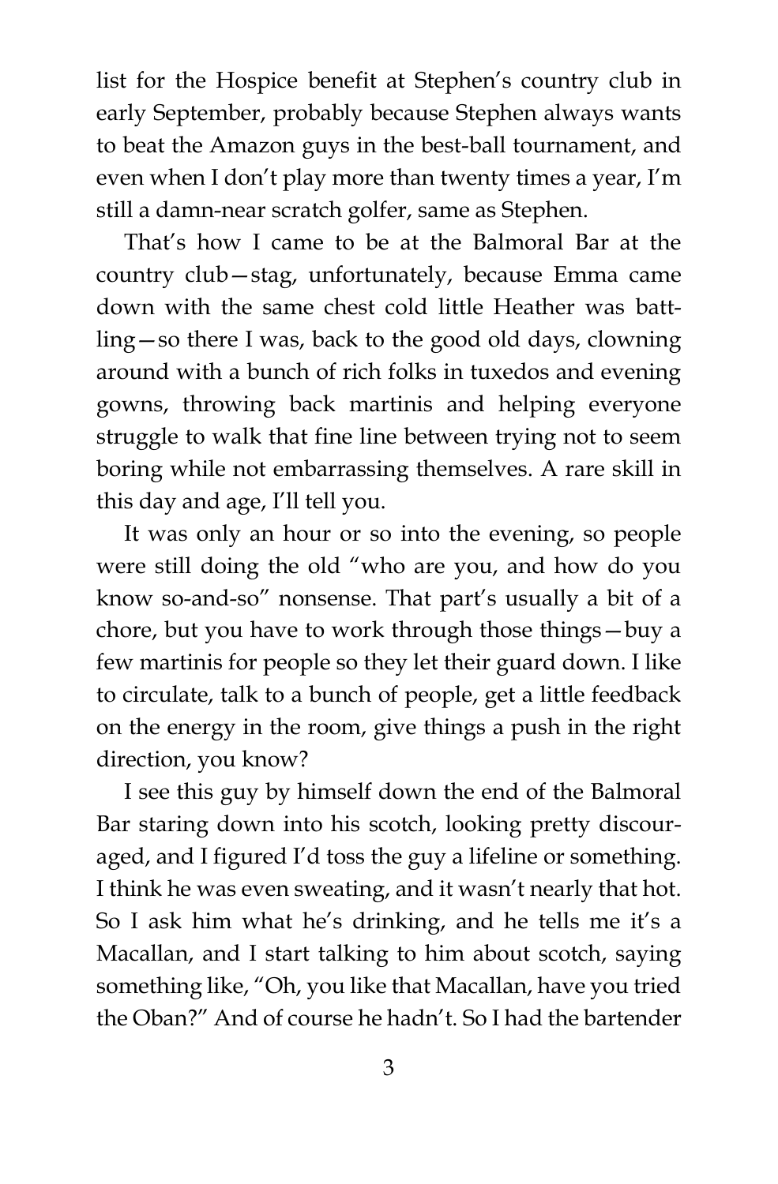list for the Hospice benefit at Stephen's country club in early September, probably because Stephen always wants to beat the Amazon guys in the best-ball tournament, and even when I don't play more than twenty times a year, I'm still a damn-near scratch golfer, same as Stephen.

That's how I came to be at the Balmoral Bar at the country club—stag, unfortunately, because Emma came down with the same chest cold little Heather was battling—so there I was, back to the good old days, clowning around with a bunch of rich folks in tuxedos and evening gowns, throwing back martinis and helping everyone struggle to walk that fine line between trying not to seem boring while not embarrassing themselves. A rare skill in this day and age, I'll tell you.

It was only an hour or so into the evening, so people were still doing the old "who are you, and how do you know so-and-so" nonsense. That part's usually a bit of a chore, but you have to work through those things—buy a few martinis for people so they let their guard down. I like to circulate, talk to a bunch of people, get a little feedback on the energy in the room, give things a push in the right direction, you know?

I see this guy by himself down the end of the Balmoral Bar staring down into his scotch, looking pretty discouraged, and I figured I'd toss the guy a lifeline or something. I think he was even sweating, and it wasn't nearly that hot. So I ask him what he's drinking, and he tells me it's a Macallan, and I start talking to him about scotch, saying something like, "Oh, you like that Macallan, have you tried the Oban?" And of course he hadn't. So I had the bartender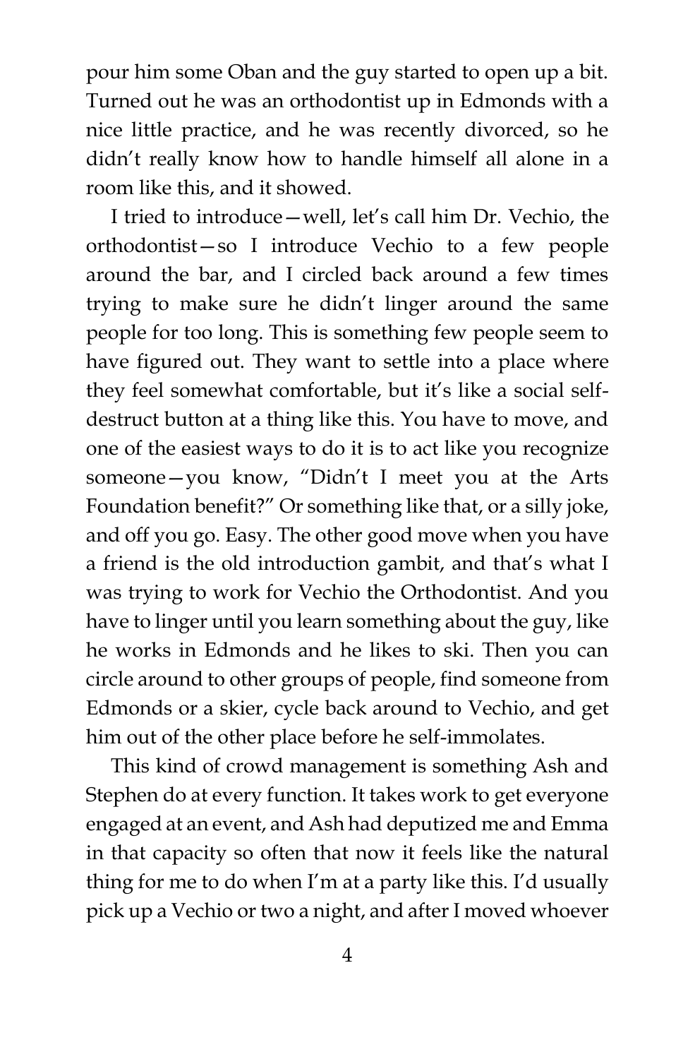pour him some Oban and the guy started to open up a bit. Turned out he was an orthodontist up in Edmonds with a nice little practice, and he was recently divorced, so he didn't really know how to handle himself all alone in a room like this, and it showed.

I tried to introduce—well, let's call him Dr. Vechio, the orthodontist—so I introduce Vechio to a few people around the bar, and I circled back around a few times trying to make sure he didn't linger around the same people for too long. This is something few people seem to have figured out. They want to settle into a place where they feel somewhat comfortable, but it's like a social self-destruct button at a thing like this. You have to move, and one of the easiest ways to do it is to act like you recognize someone—you know, "Didn't I meet you at the Arts Foundation benefit?" Or something like that, or a silly joke, and off you go. Easy. The other good move when you have a friend is the old introduction gambit, and that's what I was trying to work for Vechio the Orthodontist. And you have to linger until you learn something about the guy, like he works in Edmonds and he likes to ski. Then you can circle around to other groups of people, find someone from Edmonds or a skier, cycle back around to Vechio, and get him out of the other place before he self-immolates.

This kind of crowd management is something Ash and Stephen do at every function. It takes work to get everyone engaged at an event, and Ash had deputized me and Emma in that capacity so often that now it feels like the natural thing for me to do when I'm at a party like this. I'd usually pick up a Vechio or two a night, and after I moved whoever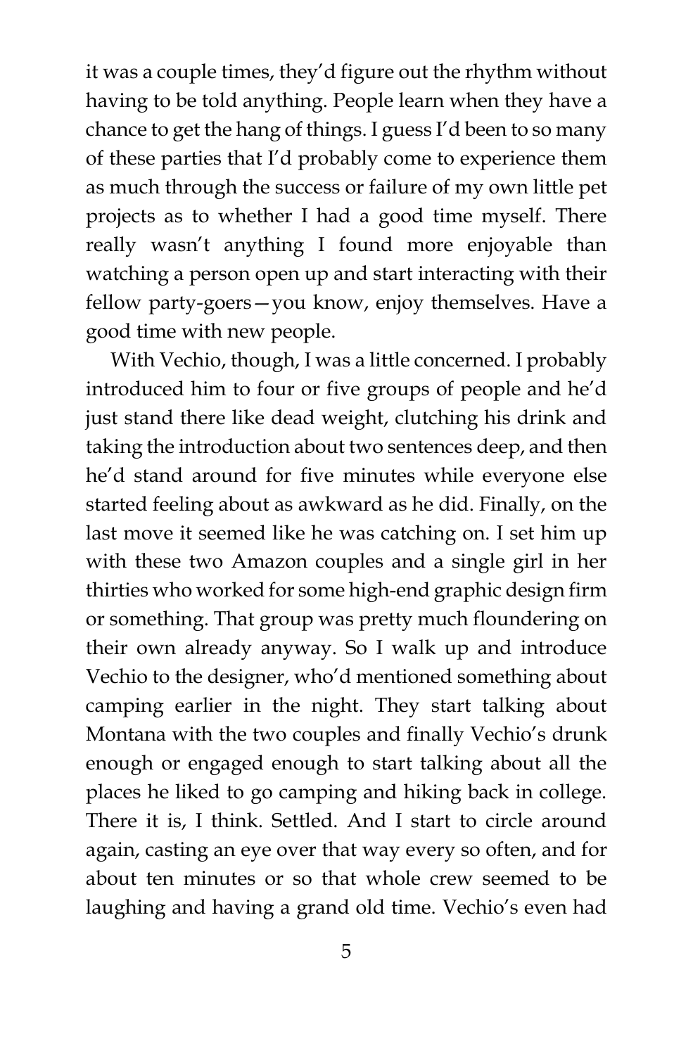it was a couple times, they'd figure out the rhythm without having to be told anything. People learn when they have a chance to get the hang of things. I guess I'd been to so many of these parties that I'd probably come to experience them as much through the success or failure of my own little pet projects as to whether I had a good time myself. There really wasn't anything I found more enjoyable than watching a person open up and start interacting with their fellow party-goers—you know, enjoy themselves. Have a good time with new people.

With Vechio, though, I was a little concerned. I probably introduced him to four or five groups of people and he'd just stand there like dead weight, clutching his drink and taking the introduction about two sentences deep, and then he'd stand around for five minutes while everyone else started feeling about as awkward as he did. Finally, on the last move it seemed like he was catching on. I set him up with these two Amazon couples and a single girl in her thirties who worked for some high-end graphic design firm or something. That group was pretty much floundering on their own already anyway. So I walk up and introduce Vechio to the designer, who'd mentioned something about camping earlier in the night. They start talking about Montana with the two couples and finally Vechio's drunk enough or engaged enough to start talking about all the places he liked to go camping and hiking back in college. There it is, I think. Settled. And I start to circle around again, casting an eye over that way every so often, and for about ten minutes or so that whole crew seemed to be laughing and having a grand old time. Vechio's even had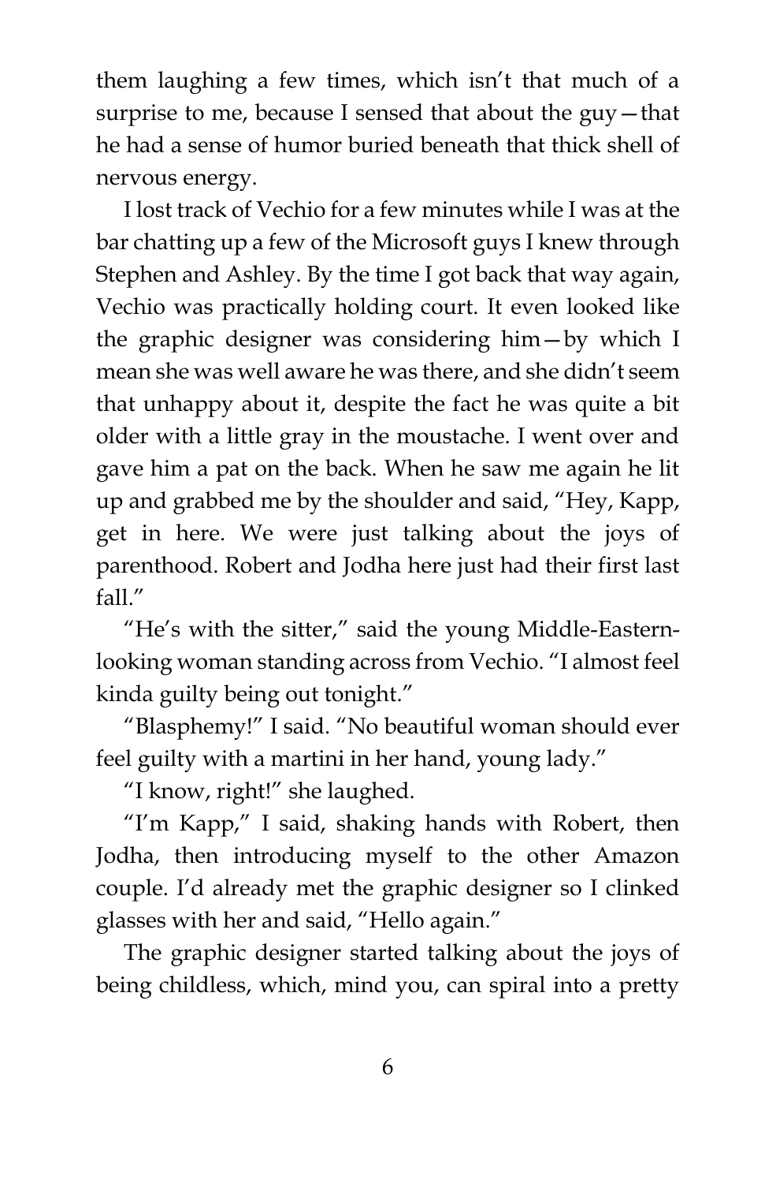them laughing a few times, which isn't that much of a surprise to me, because I sensed that about the guy—that he had a sense of humor buried beneath that thick shell of nervous energy.

I lost track of Vechio for a few minutes while I was at the bar chatting up a few of the Microsoft guys I knew through Stephen and Ashley. By the time I got back that way again, Vechio was practically holding court. It even looked like the graphic designer was considering him—by which I mean she was well aware he was there, and she didn't seem that unhappy about it, despite the fact he was quite a bit older with a little gray in the moustache. I went over and gave him a pat on the back. When he saw me again he lit up and grabbed me by the shoulder and said, "Hey, Kapp, get in here. We were just talking about the joys of parenthood. Robert and Jodha here just had their first last fall."

"He's with the sitter," said the young Middle-Eastern-looking woman standing across from Vechio. "I almost feel kinda guilty being out tonight."

"Blasphemy!" I said. "No beautiful woman should ever feel guilty with a martini in her hand, young lady."

"I know, right!" she laughed.

"I'm Kapp," I said, shaking hands with Robert, then Jodha, then introducing myself to the other Amazon couple. I'd already met the graphic designer so I clinked glasses with her and said, "Hello again."

The graphic designer started talking about the joys of being childless, which, mind you, can spiral into a pretty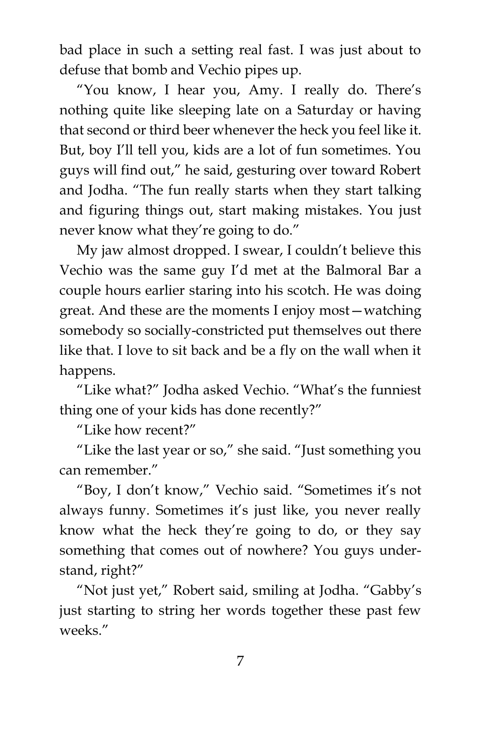bad place in such a setting real fast. I was just about to defuse that bomb and Vechio pipes up.

"You know, I hear you, Amy. I really do. There's nothing quite like sleeping late on a Saturday or having that second or third beer whenever the heck you feel like it. But, boy I'll tell you, kids are a lot of fun sometimes. You guys will find out," he said, gesturing over toward Robert and Jodha. "The fun really starts when they start talking and figuring things out, start making mistakes. You just never know what they're going to do."

My jaw almost dropped. I swear, I couldn't believe this Vechio was the same guy I'd met at the Balmoral Bar a couple hours earlier staring into his scotch. He was doing great. And these are the moments I enjoy most—watching somebody so socially-constricted put themselves out there like that. I love to sit back and be a fly on the wall when it happens.

"Like what?" Jodha asked Vechio. "What's the funniest thing one of your kids has done recently?"

"Like how recent?"

"Like the last year or so," she said. "Just something you can remember."

"Boy, I don't know," Vechio said. "Sometimes it's not always funny. Sometimes it's just like, you never really know what the heck they're going to do, or they say something that comes out of nowhere? You guys understand, right?"

"Not just yet," Robert said, smiling at Jodha. "Gabby's just starting to string her words together these past few weeks."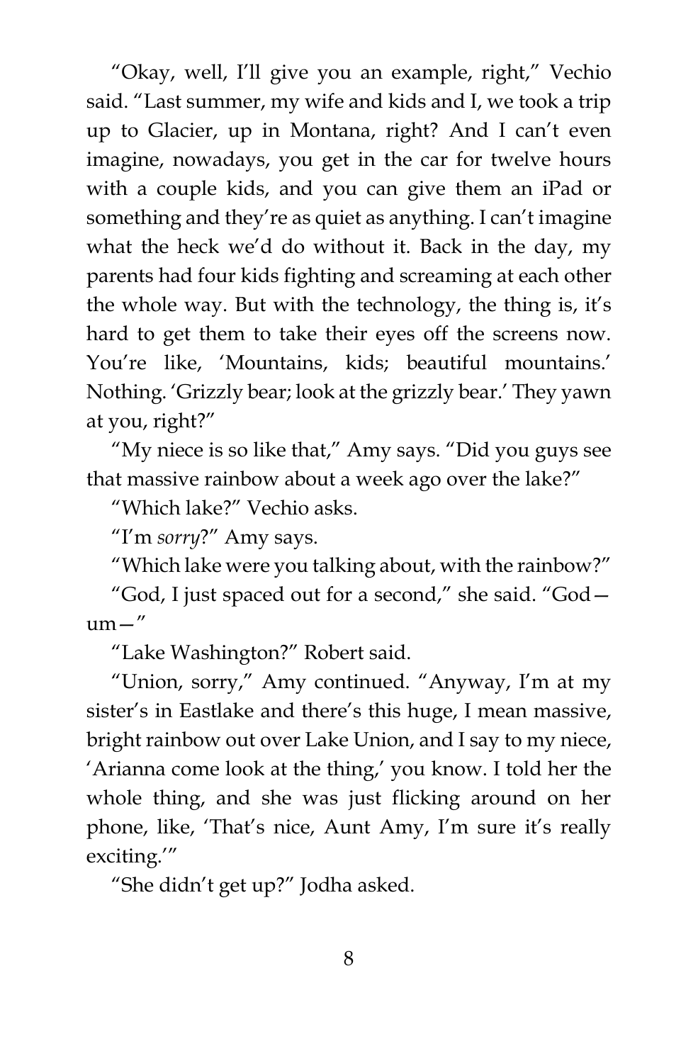"Okay, well, I'll give you an example, right," Vechio said. "Last summer, my wife and kids and I, we took a trip up to Glacier, up in Montana, right? And I can't even imagine, nowadays, you get in the car for twelve hours with a couple kids, and you can give them an iPad or something and they're as quiet as anything. I can't imagine what the heck we'd do without it. Back in the day, my parents had four kids fighting and screaming at each other the whole way. But with the technology, the thing is, it's hard to get them to take their eyes off the screens now. You're like, 'Mountains, kids; beautiful mountains.' Nothing. 'Grizzly bear; look at the grizzly bear.' They yawn at you, right?"

"My niece is so like that," Amy says. "Did you guys see that massive rainbow about a week ago over the lake?"

"Which lake?" Vechio asks.

"I'm *sorry*?" Amy says.

"Which lake were you talking about, with the rainbow?"

"God, I just spaced out for a second," she said. "God—um—"

"Lake Washington?" Robert said.

"Union, sorry," Amy continued. "Anyway, I'm at my sister's in Eastlake and there's this huge, I mean massive, bright rainbow out over Lake Union, and I say to my niece, 'Arianna come look at the thing,' you know. I told her the whole thing, and she was just flicking around on her phone, like, 'That's nice, Aunt Amy, I'm sure it's really exciting.'"

"She didn't get up?" Jodha asked.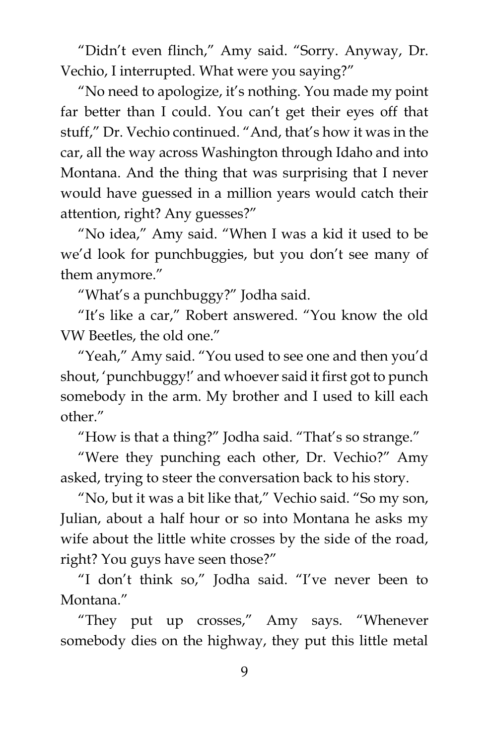"Didn't even flinch," Amy said. "Sorry. Anyway, Dr. Vechio, I interrupted. What were you saying?"

"No need to apologize, it's nothing. You made my point far better than I could. You can't get their eyes off that stuff," Dr. Vechio continued. "And, that's how it was in the car, all the way across Washington through Idaho and into Montana. And the thing that was surprising that I never would have guessed in a million years would catch their attention, right? Any guesses?"

"No idea," Amy said. "When I was a kid it used to be we'd look for punchbuggies, but you don't see many of them anymore."

"What's a punchbuggy?" Jodha said.

"It's like a car," Robert answered. "You know the old VW Beetles, the old one."

"Yeah," Amy said. "You used to see one and then you'd shout, 'punchbuggy!' and whoever said it first got to punch somebody in the arm. My brother and I used to kill each other."

"How is that a thing?" Jodha said. "That's so strange."

"Were they punching each other, Dr. Vechio?" Amy asked, trying to steer the conversation back to his story.

"No, but it was a bit like that," Vechio said. "So my son, Julian, about a half hour or so into Montana he asks my wife about the little white crosses by the side of the road, right? You guys have seen those?"

"I don't think so," Jodha said. "I've never been to Montana."

"They put up crosses," Amy says. "Whenever somebody dies on the highway, they put this little metal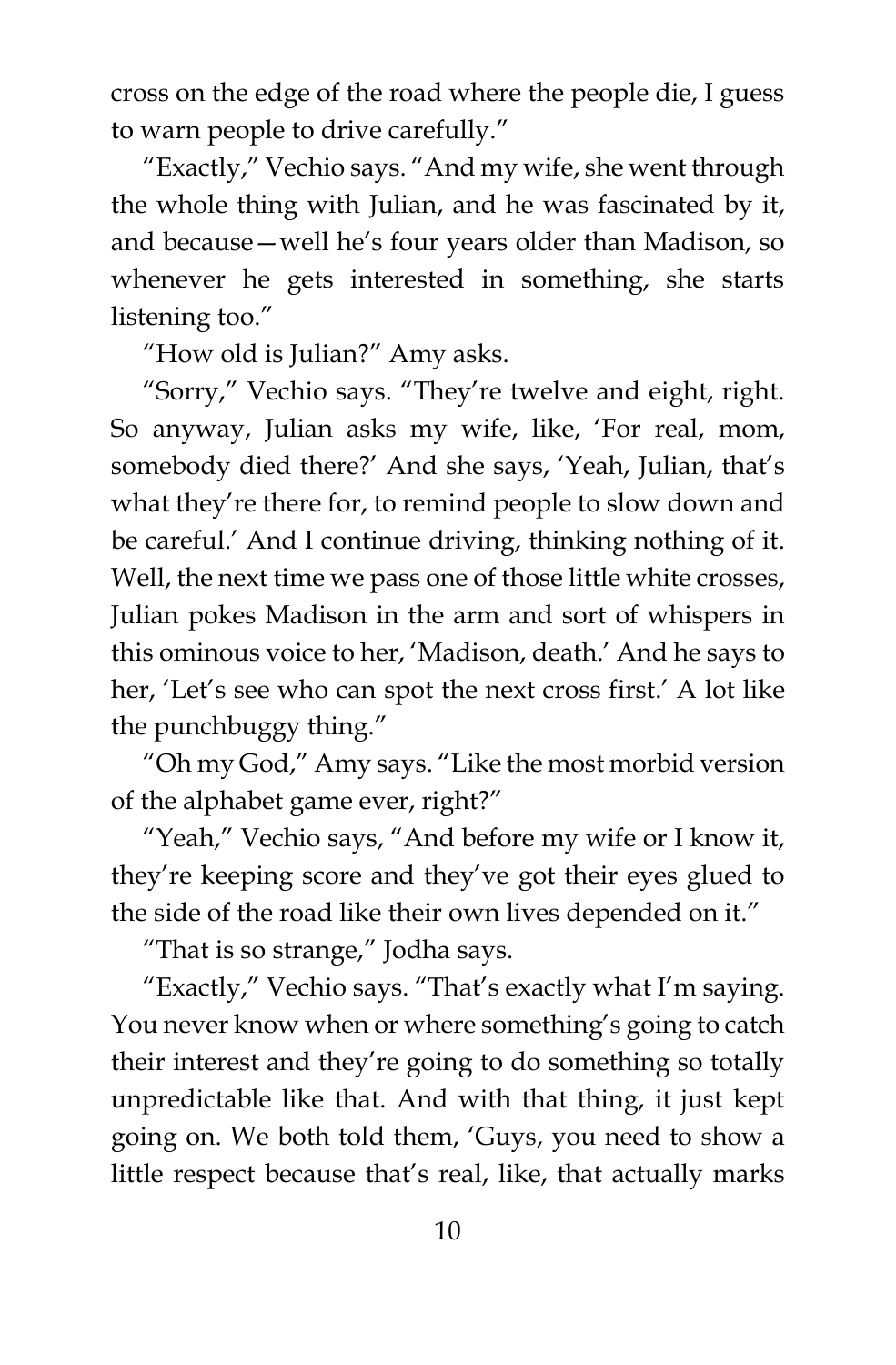cross on the edge of the road where the people die, I guess to warn people to drive carefully."

"Exactly," Vechio says. "And my wife, she went through the whole thing with Julian, and he was fascinated by it, and because—well he's four years older than Madison, so whenever he gets interested in something, she starts listening too."

"How old is Julian?" Amy asks.

"Sorry," Vechio says. "They're twelve and eight, right. So anyway, Julian asks my wife, like, 'For real, mom, somebody died there?' And she says, 'Yeah, Julian, that's what they're there for, to remind people to slow down and be careful.' And I continue driving, thinking nothing of it. Well, the next time we pass one of those little white crosses, Julian pokes Madison in the arm and sort of whispers in this ominous voice to her, 'Madison, death.' And he says to her, 'Let's see who can spot the next cross first.' A lot like the punchbuggy thing."

"Oh my God," Amy says. "Like the most morbid version of the alphabet game ever, right?"

"Yeah," Vechio says, "And before my wife or I know it, they're keeping score and they've got their eyes glued to the side of the road like their own lives depended on it."

"That is so strange," Jodha says.

"Exactly," Vechio says. "That's exactly what I'm saying. You never know when or where something's going to catch their interest and they're going to do something so totally unpredictable like that. And with that thing, it just kept going on. We both told them, 'Guys, you need to show a little respect because that's real, like, that actually marks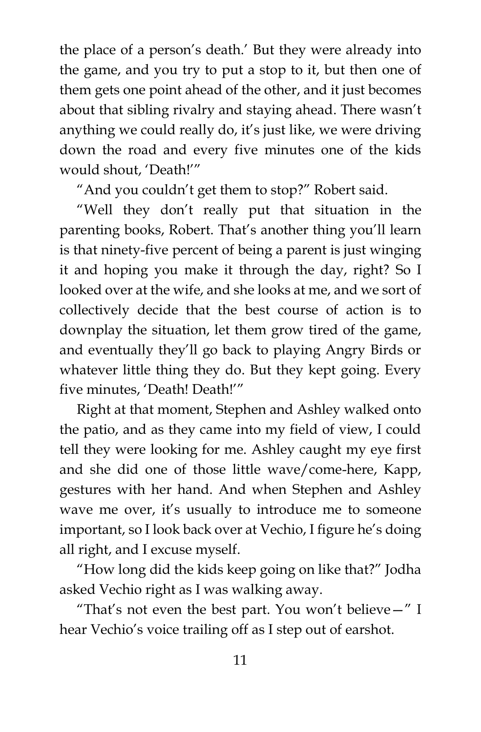the place of a person's death.' But they were already into the game, and you try to put a stop to it, but then one of them gets one point ahead of the other, and it just becomes about that sibling rivalry and staying ahead. There wasn't anything we could really do, it's just like, we were driving down the road and every five minutes one of the kids would shout, 'Death!'"

"And you couldn't get them to stop?" Robert said.

"Well they don't really put that situation in the parenting books, Robert. That's another thing you'll learn is that ninety-five percent of being a parent is just winging it and hoping you make it through the day, right? So I looked over at the wife, and she looks at me, and we sort of collectively decide that the best course of action is to downplay the situation, let them grow tired of the game, and eventually they'll go back to playing Angry Birds or whatever little thing they do. But they kept going. Every five minutes, 'Death! Death!'"

Right at that moment, Stephen and Ashley walked onto the patio, and as they came into my field of view, I could tell they were looking for me. Ashley caught my eye first and she did one of those little wave/come-here, Kapp, gestures with her hand. And when Stephen and Ashley wave me over, it's usually to introduce me to someone important, so I look back over at Vechio, I figure he's doing all right, and I excuse myself.

"How long did the kids keep going on like that?" Jodha asked Vechio right as I was walking away.

"That's not even the best part. You won't believe—" I hear Vechio's voice trailing off as I step out of earshot.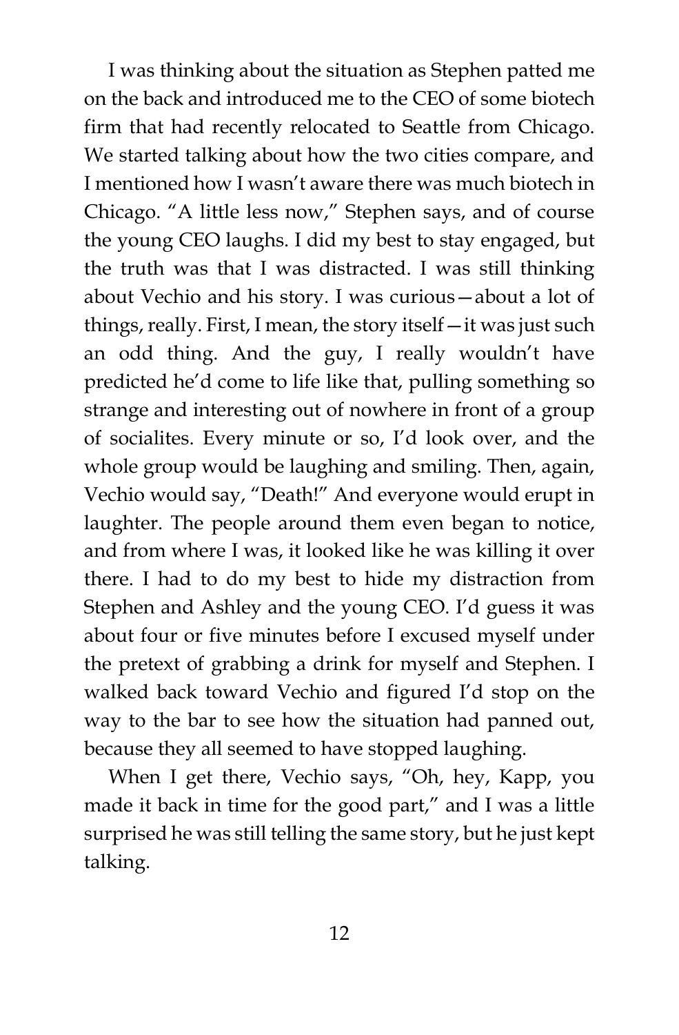I was thinking about the situation as Stephen patted me on the back and introduced me to the CEO of some biotech firm that had recently relocated to Seattle from Chicago. We started talking about how the two cities compare, and I mentioned how I wasn't aware there was much biotech in Chicago. "A little less now," Stephen says, and of course the young CEO laughs. I did my best to stay engaged, but the truth was that I was distracted. I was still thinking about Vechio and his story. I was curious—about a lot of things, really. First, I mean, the story itself—it was just such an odd thing. And the guy, I really wouldn't have predicted he'd come to life like that, pulling something so strange and interesting out of nowhere in front of a group of socialites. Every minute or so, I'd look over, and the whole group would be laughing and smiling. Then, again, Vechio would say, "Death!" And everyone would erupt in laughter. The people around them even began to notice, and from where I was, it looked like he was killing it over there. I had to do my best to hide my distraction from Stephen and Ashley and the young CEO. I'd guess it was about four or five minutes before I excused myself under the pretext of grabbing a drink for myself and Stephen. I walked back toward Vechio and figured I'd stop on the way to the bar to see how the situation had panned out, because they all seemed to have stopped laughing.

When I get there, Vechio says, "Oh, hey, Kapp, you made it back in time for the good part," and I was a little surprised he was still telling the same story, but he just kept talking.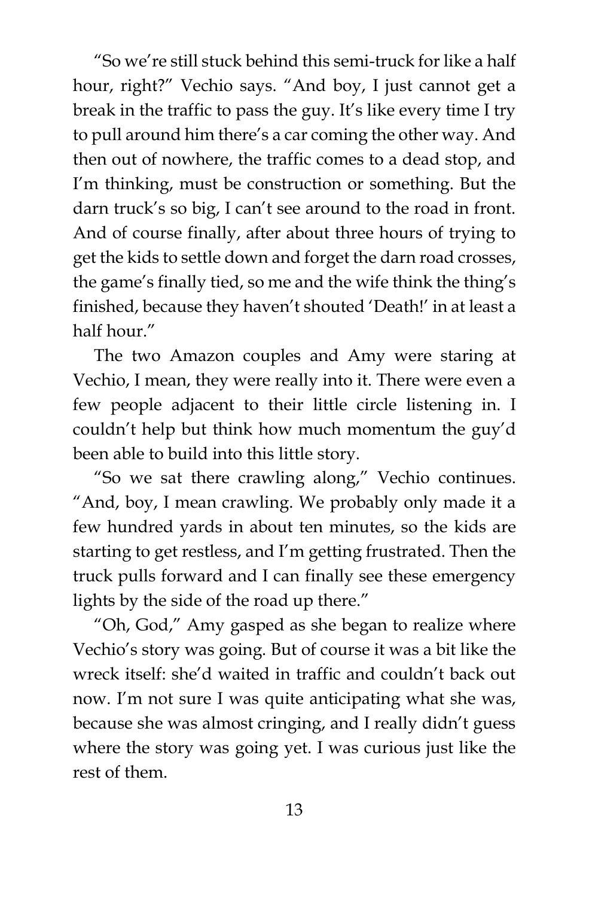"So we're still stuck behind this semi-truck for like a half hour, right?" Vechio says. "And boy, I just cannot get a break in the traffic to pass the guy. It's like every time I try to pull around him there's a car coming the other way. And then out of nowhere, the traffic comes to a dead stop, and I'm thinking, must be construction or something. But the darn truck's so big, I can't see around to the road in front. And of course finally, after about three hours of trying to get the kids to settle down and forget the darn road crosses, the game's finally tied, so me and the wife think the thing's finished, because they haven't shouted 'Death!' in at least a half hour."

The two Amazon couples and Amy were staring at Vechio, I mean, they were really into it. There were even a few people adjacent to their little circle listening in. I couldn't help but think how much momentum the guy'd been able to build into this little story.

"So we sat there crawling along," Vechio continues. "And, boy, I mean crawling. We probably only made it a few hundred yards in about ten minutes, so the kids are starting to get restless, and I'm getting frustrated. Then the truck pulls forward and I can finally see these emergency lights by the side of the road up there."

"Oh, God," Amy gasped as she began to realize where Vechio's story was going. But of course it was a bit like the wreck itself: she'd waited in traffic and couldn't back out now. I'm not sure I was quite anticipating what she was, because she was almost cringing, and I really didn't guess where the story was going yet. I was curious just like the rest of them.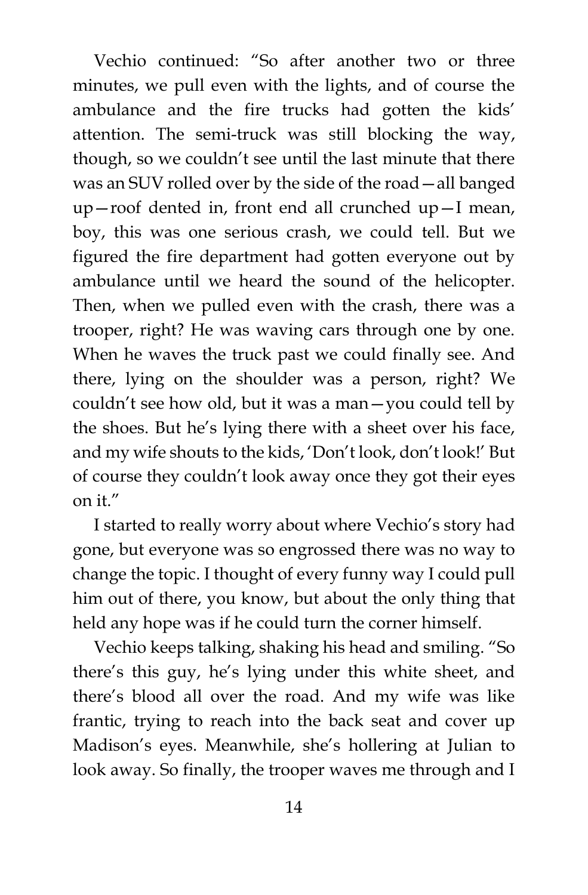Vechio continued: "So after another two or three minutes, we pull even with the lights, and of course the ambulance and the fire trucks had gotten the kids' attention. The semi-truck was still blocking the way, though, so we couldn't see until the last minute that there was an SUV rolled over by the side of the road—all banged up—roof dented in, front end all crunched up—I mean, boy, this was one serious crash, we could tell. But we figured the fire department had gotten everyone out by ambulance until we heard the sound of the helicopter. Then, when we pulled even with the crash, there was a trooper, right? He was waving cars through one by one. When he waves the truck past we could finally see. And there, lying on the shoulder was a person, right? We couldn't see how old, but it was a man—you could tell by the shoes. But he's lying there with a sheet over his face, and my wife shouts to the kids, 'Don't look, don't look!' But of course they couldn't look away once they got their eyes on it."

I started to really worry about where Vechio's story had gone, but everyone was so engrossed there was no way to change the topic. I thought of every funny way I could pull him out of there, you know, but about the only thing that held any hope was if he could turn the corner himself.

Vechio keeps talking, shaking his head and smiling. "So there's this guy, he's lying under this white sheet, and there's blood all over the road. And my wife was like frantic, trying to reach into the back seat and cover up Madison's eyes. Meanwhile, she's hollering at Julian to look away. So finally, the trooper waves me through and I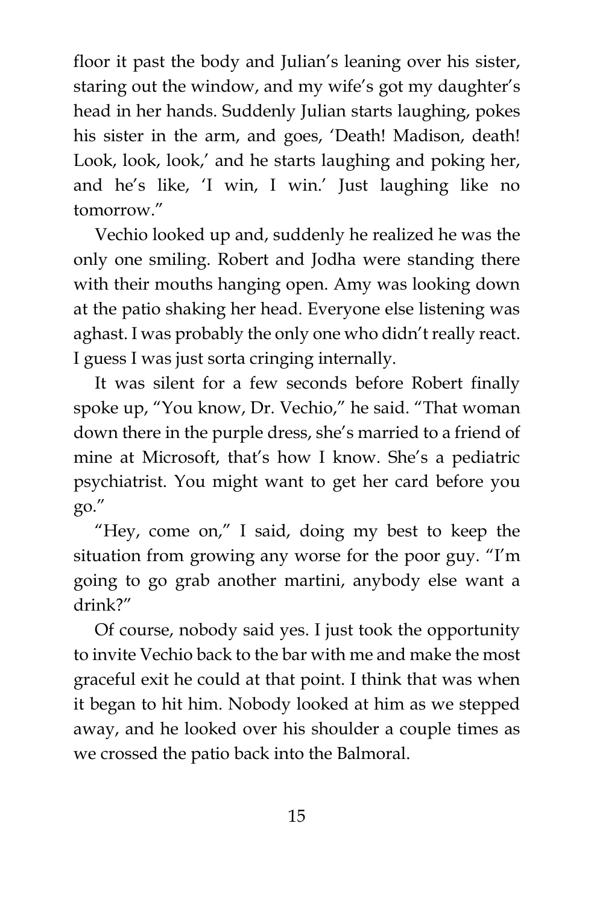floor it past the body and Julian's leaning over his sister, staring out the window, and my wife's got my daughter's head in her hands. Suddenly Julian starts laughing, pokes his sister in the arm, and goes, 'Death! Madison, death! Look, look, look,' and he starts laughing and poking her, and he's like, 'I win, I win.' Just laughing like no tomorrow."

Vechio looked up and, suddenly he realized he was the only one smiling. Robert and Jodha were standing there with their mouths hanging open. Amy was looking down at the patio shaking her head. Everyone else listening was aghast. I was probably the only one who didn't really react. I guess I was just sorta cringing internally.

It was silent for a few seconds before Robert finally spoke up, "You know, Dr. Vechio," he said. "That woman down there in the purple dress, she's married to a friend of mine at Microsoft, that's how I know. She's a pediatric psychiatrist. You might want to get her card before you go."

"Hey, come on," I said, doing my best to keep the situation from growing any worse for the poor guy. "I'm going to go grab another martini, anybody else want a drink?"

Of course, nobody said yes. I just took the opportunity to invite Vechio back to the bar with me and make the most graceful exit he could at that point. I think that was when it began to hit him. Nobody looked at him as we stepped away, and he looked over his shoulder a couple times as we crossed the patio back into the Balmoral.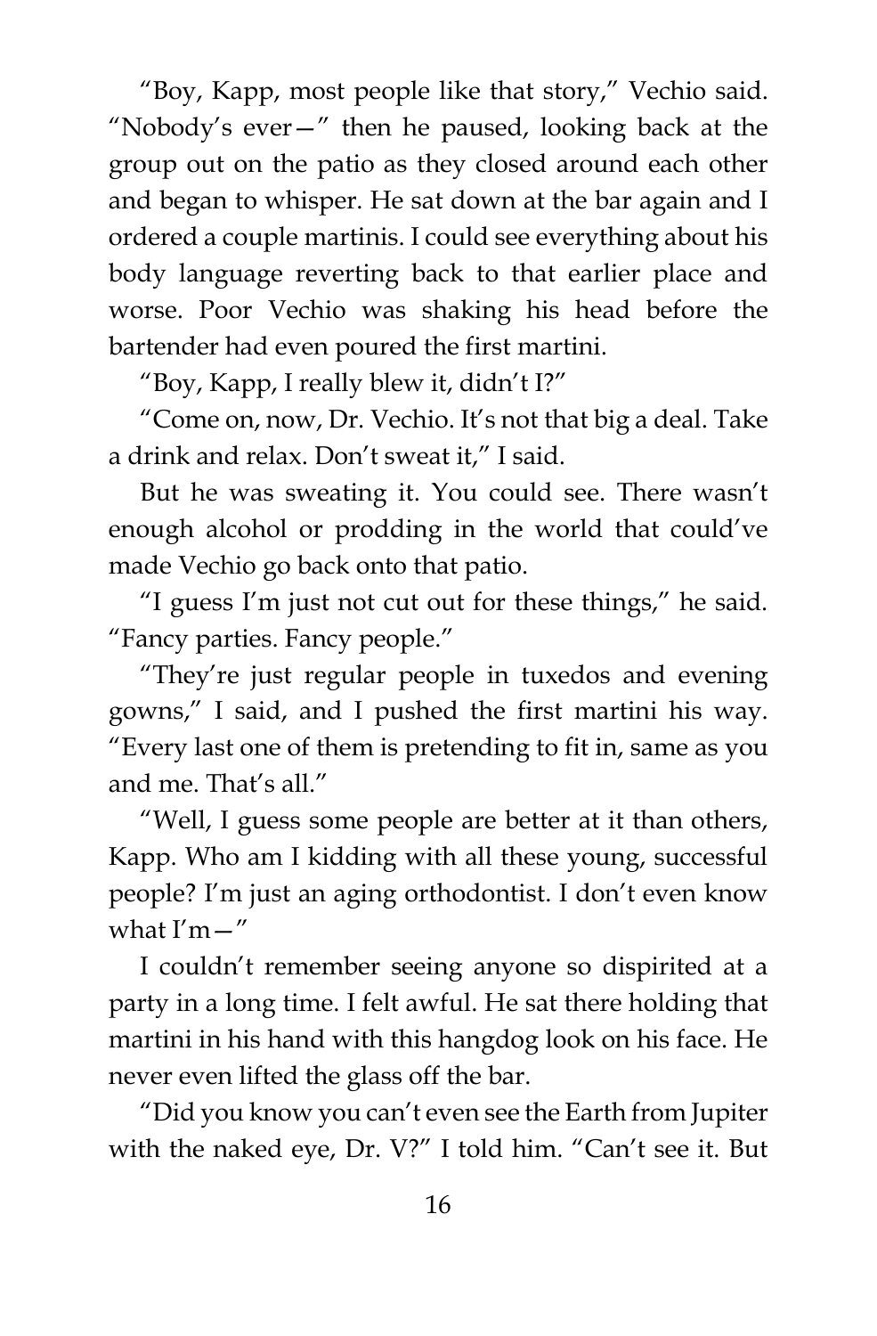"Boy, Kapp, most people like that story," Vechio said. "Nobody's ever—" then he paused, looking back at the group out on the patio as they closed around each other and began to whisper. He sat down at the bar again and I ordered a couple martinis. I could see everything about his body language reverting back to that earlier place and worse. Poor Vechio was shaking his head before the bartender had even poured the first martini.

"Boy, Kapp, I really blew it, didn't I?"

"Come on, now, Dr. Vechio. It's not that big a deal. Take a drink and relax. Don't sweat it," I said.

But he was sweating it. You could see. There wasn't enough alcohol or prodding in the world that could've made Vechio go back onto that patio.

"I guess I'm just not cut out for these things," he said. "Fancy parties. Fancy people."

"They're just regular people in tuxedos and evening gowns," I said, and I pushed the first martini his way. "Every last one of them is pretending to fit in, same as you and me. That's all."

"Well, I guess some people are better at it than others, Kapp. Who am I kidding with all these young, successful people? I'm just an aging orthodontist. I don't even know what I'm—"

I couldn't remember seeing anyone so dispirited at a party in a long time. I felt awful. He sat there holding that martini in his hand with this hangdog look on his face. He never even lifted the glass off the bar.

"Did you know you can't even see the Earth from Jupiter with the naked eye, Dr. V?" I told him. "Can't see it. But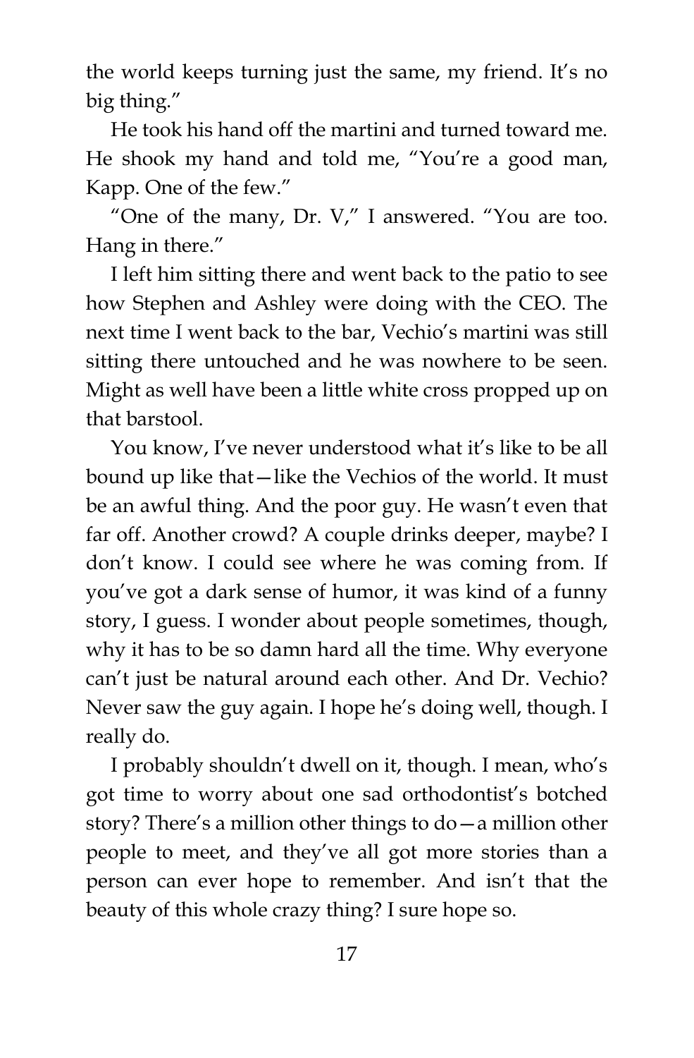the world keeps turning just the same, my friend. It's no big thing."

He took his hand off the martini and turned toward me. He shook my hand and told me, "You're a good man, Kapp. One of the few."

"One of the many, Dr. V," I answered. "You are too. Hang in there."

I left him sitting there and went back to the patio to see how Stephen and Ashley were doing with the CEO. The next time I went back to the bar, Vechio's martini was still sitting there untouched and he was nowhere to be seen. Might as well have been a little white cross propped up on that barstool.

You know, I've never understood what it's like to be all bound up like that—like the Vechios of the world. It must be an awful thing. And the poor guy. He wasn't even that far off. Another crowd? A couple drinks deeper, maybe? I don't know. I could see where he was coming from. If you've got a dark sense of humor, it was kind of a funny story, I guess. I wonder about people sometimes, though, why it has to be so damn hard all the time. Why everyone can't just be natural around each other. And Dr. Vechio? Never saw the guy again. I hope he's doing well, though. I really do.

I probably shouldn't dwell on it, though. I mean, who's got time to worry about one sad orthodontist's botched story? There's a million other things to do—a million other people to meet, and they've all got more stories than a person can ever hope to remember. And isn't that the beauty of this whole crazy thing? I sure hope so.